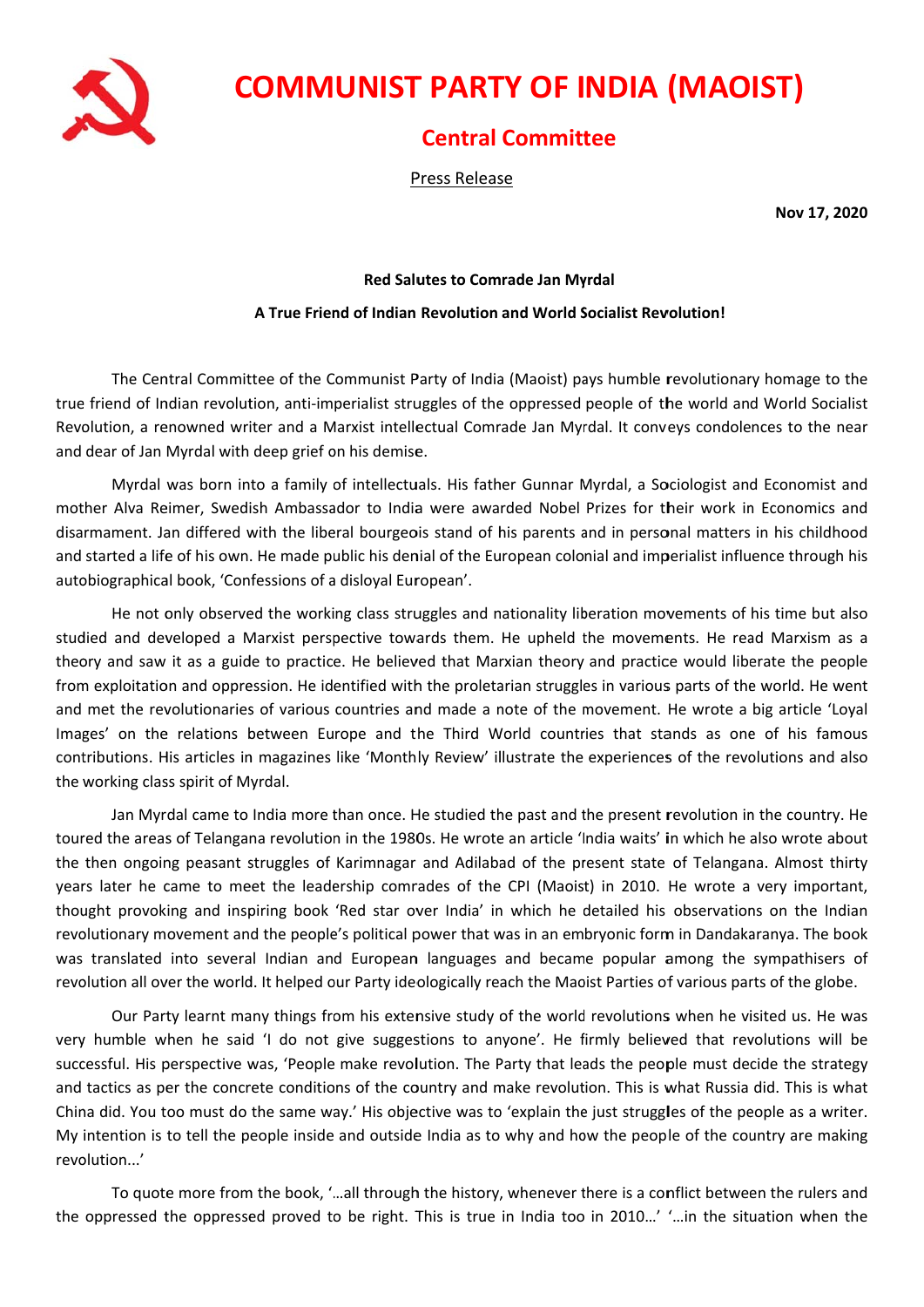# COMMUNIST PARTY OF INDIA (MAOIST)

## Central Committee

Press Release

**Nov 17, 2020**

**Red Salutes to Comrade Jan Myrdal**

**A True Friend of Indian Revolution and World Socialist Revolution!**

The Central Committee of the Communist Party of India (Maoist) pays humble revolutionary homage to the true friend of Indian revolution, anti-imperialist struggles of the oppressed people of the world and World Socialist Revolution, a renowned writer and a Marxist intellectual Comrade Jan Myrdal. It conveys condolences to the near and dear of Jan Myrdal with deep grief on his demise.

Myrdal was born into a family of intellectuals. His father Gunnar Myrdal, a Sociologist and Economist and mother Alva Reimer, Swedish Ambassador to India were awarded Nobel Prizes for their work in Economics and disarmament. Jan differed with the liberal bourgeois stand of his parents and in personal matters in his childhood and started a life of his own. He made public his denial of the European colonial and imperialist influence through his autobiographical book, 'Confessions of a disloyal European'.

He not only observed the working class struggles and nationality liberation movements of his time but also studied and developed a Marxist perspective towards them. He upheld the movements. He read Marxism as a theory and saw it as a guide to practice. He believed that Marxian theory and practice would liberate the people from exploitation and oppression. He identified with the proletarian struggles in various parts of the world. He went and met the revolutionaries of various countries and made a note of the movement. He wrote a big article 'Loyal Images' on the relations between Europe and the Third World countries that stands as one of his famous contributions. His articles in magazines like 'Monthly Review' illustrate the experiences of the revolutions and also the working class spirit of Myrdal.

Jan Myrdal came to India more than once. He studied the past and the present revolution in the country. He toured the areas of Telangana revolution in the 1980s. He wrote an article 'India waits' in which he also wrote about the then ongoing peasant struggles of Karimnagar and Adilabad of the present state of Telangana. Almost thirty years later he came to meet the leadership comrades of the CPI (Maoist) in 2010. He wrote a very important, thought provoking and inspiring book 'Red star over India' in which he detailed his observations on the Indian revolutionary movement and the people's political power that was in an embryonic form in Dandakaranya. The book was translated into several Indian and European languages and became popular among the sympathisers of revolution all over the world. It helped our Party ideologically reach the Maoist Parties of various parts of the globe.

Our Party learnt many things from his extensive study of the world revolutions when he visited us. He was very humble when he said 'I do not give suggestions to anyone'. He firmly believed that revolutions will be successful. His perspective was, 'People make revolution. The Party that leads the people must decide the strategy and tactics as per the concrete conditions of the country and make revolution. This is what Russia did. This is what China did. You too must do the same way.' His objective was to 'explain the just struggles of the people as a writer. My intention is to tell the people inside and outside India as to why and how the people of the country are making revolution...'

To quote more from the book, '...all through the history, whenever there is a conflict between the rulers and the oppressed the oppressed proved to be right. This is true in India too in 2010...' '...in the situation when the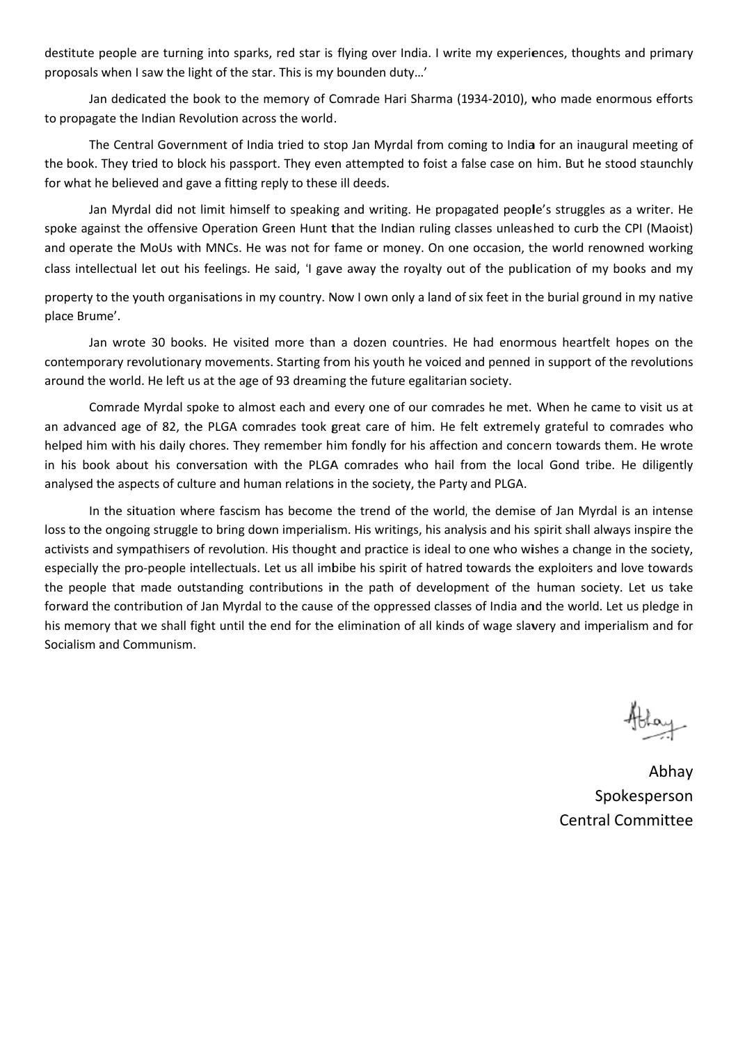destitute people are turning into sparks, red star is flying over India. I write my experiences, thoughts and primary proposals when I saw the light of the star. This is my bounden duty…'

Jan dedicated the book to the memory of Comrade Hari Sharma (1934-2010), who made enormous efforts to propagate the Indian Revolution across the world.

The Central Government of India tried to stop Jan Myrdal from coming to India for an inaugural meeting of the book. They tried to block his passport. They even attempted to foist a false case on him. But he stood staunchly for what he believed and gave a fitting reply to these ill deeds.

Jan Myrdal did not limit himself to speaking and writing. He propagated people's struggles as a writer. He spoke against the offensive Operation Green Hunt that the Indian ruling classes unleashed to curb the CPI (Maoist) and operate the MoUs with MNCs. He was not for fame or money. On one occasion, the world renowned working class intellectual let out his feelings. He said, 'I gave away the royalty out of the publication of my books and my property to the youth organisations in my country. Now I own only a land of six feet in the burial ground in my native place Brume'.

Jan wrote 30 books. He visited more than a dozen countries. He had enormous heartfelt hopes on the contemporary revolutionary movements. Starting from his youth he voiced and penned in support of the revolutions around the world. He left us at the age of 93 dreaming the future egalitarian society.

Comrade Myrdal spoke to almost each and every one of our comrades he met. When he came to visit us at an advanced age of 82, the PLGA comrades took great care of him. He felt extremely grateful to comrades who helped him with his daily chores. They remember him fondly for his affection and concern towards them. He wrote in his book about his conversation with the PLGA comrades who hail from the local Gond tribe. He diligently analysed the aspects of culture and human relations in the society, the Party and PLGA.

In the situation where fascism has become the trend of the world, the demise of Jan Myrdal is an intense loss to the ongoing struggle to bring down imperialism. His writings, his analysis and his spirit shall always inspire the activists and sympathisers of revolution. His thought and practice is ideal to one who wishes a change in the society, especially the pro-people intellectuals. Let us all imbibe his spirit of hatred towards the exploiters and love towards the people that made outstanding contributions in the path of development of the human society. Let us take forward the contribution of Jan Myrdal to the cause of the oppressed classes of India and the world. Let us pledge in his memory that we shall fight until the end for the elimination of all kinds of wage slavery and imperialism and for Socialism and Communism.

Abhay

Abhay
Spokesperson
Central Committee